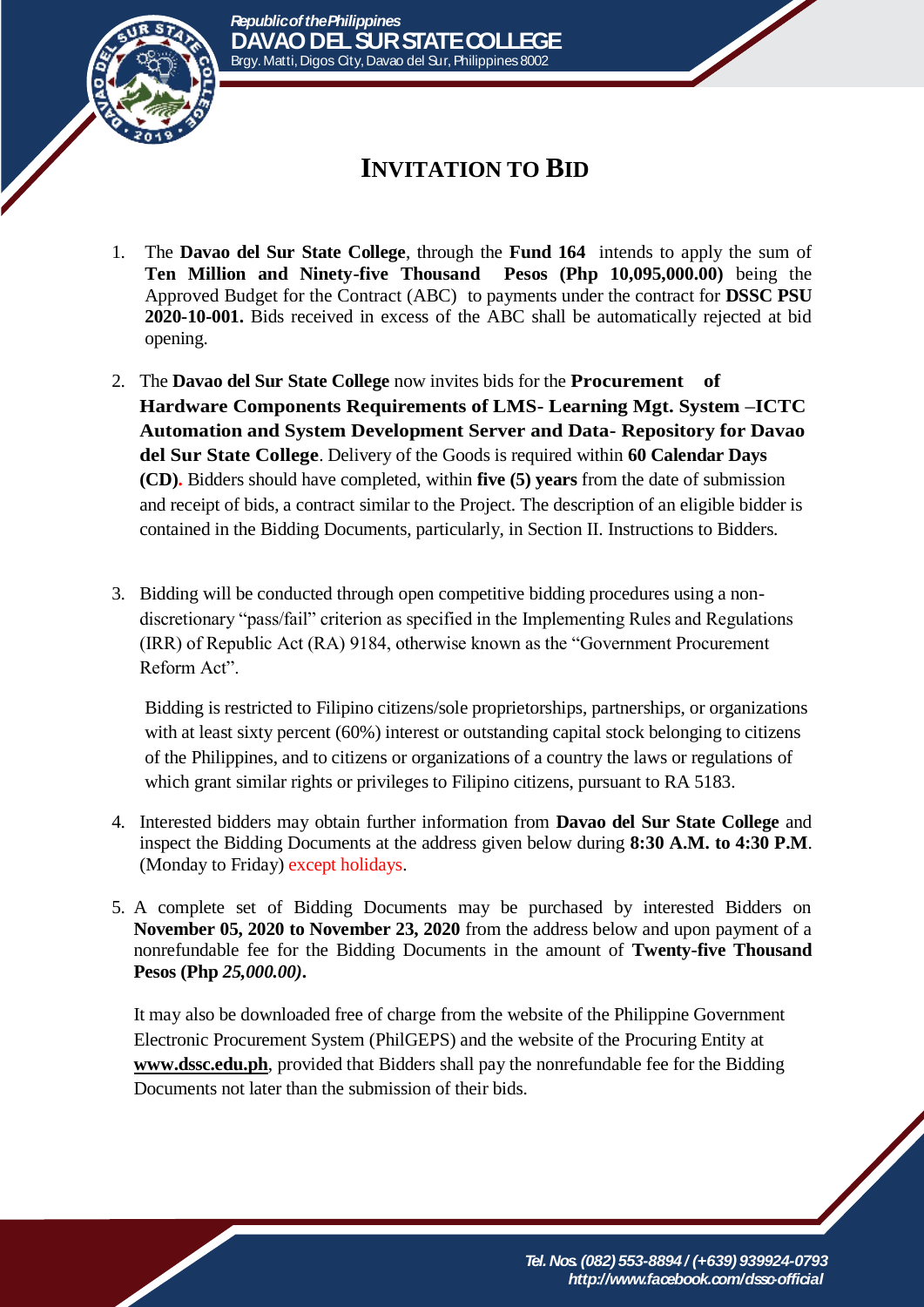Republic of the Philippines
**DAVAO DEL SUR STATE COLLEGE**
Brgy. Matti, Digos City, Davao del Sur, Philippines 8002

# INVITATION TO BID

1. The **Davao del Sur State College**, through the **Fund 164** intends to apply the sum of **Ten Million and Ninety-five Thousand Pesos (Php 10,095,000.00)** being the Approved Budget for the Contract (ABC) to payments under the contract for **DSSC PSU 2020-10-001.** Bids received in excess of the ABC shall be automatically rejected at bid opening.

2. The **Davao del Sur State College** now invites bids for the **Procurement of Hardware Components Requirements of LMS- Learning Mgt. System –ICTC Automation and System Development Server and Data- Repository for Davao del Sur State College**. Delivery of the Goods is required within **60 Calendar Days (CD)**. Bidders should have completed, within **five (5) years** from the date of submission and receipt of bids, a contract similar to the Project. The description of an eligible bidder is contained in the Bidding Documents, particularly, in Section II. Instructions to Bidders.

3. Bidding will be conducted through open competitive bidding procedures using a non-discretionary "pass/fail" criterion as specified in the Implementing Rules and Regulations (IRR) of Republic Act (RA) 9184, otherwise known as the "Government Procurement Reform Act".

   Bidding is restricted to Filipino citizens/sole proprietorships, partnerships, or organizations with at least sixty percent (60%) interest or outstanding capital stock belonging to citizens of the Philippines, and to citizens or organizations of a country the laws or regulations of which grant similar rights or privileges to Filipino citizens, pursuant to RA 5183.

4. Interested bidders may obtain further information from **Davao del Sur State College** and inspect the Bidding Documents at the address given below during **8:30 A.M. to 4:30 P.M**. (Monday to Friday) except holidays.

5. A complete set of Bidding Documents may be purchased by interested Bidders on **November 05, 2020 to November 23, 2020** from the address below and upon payment of a nonrefundable fee for the Bidding Documents in the amount of **Twenty-five Thousand Pesos (Php *25,000.00*)**.

   It may also be downloaded free of charge from the website of the Philippine Government Electronic Procurement System (PhilGEPS) and the website of the Procuring Entity at **www.dssc.edu.ph**, provided that Bidders shall pay the nonrefundable fee for the Bidding Documents not later than the submission of their bids.

*Tel. Nos. (082) 553-8894 / (+639) 939924-0793*
*http://www.facebook.com/dssc-official*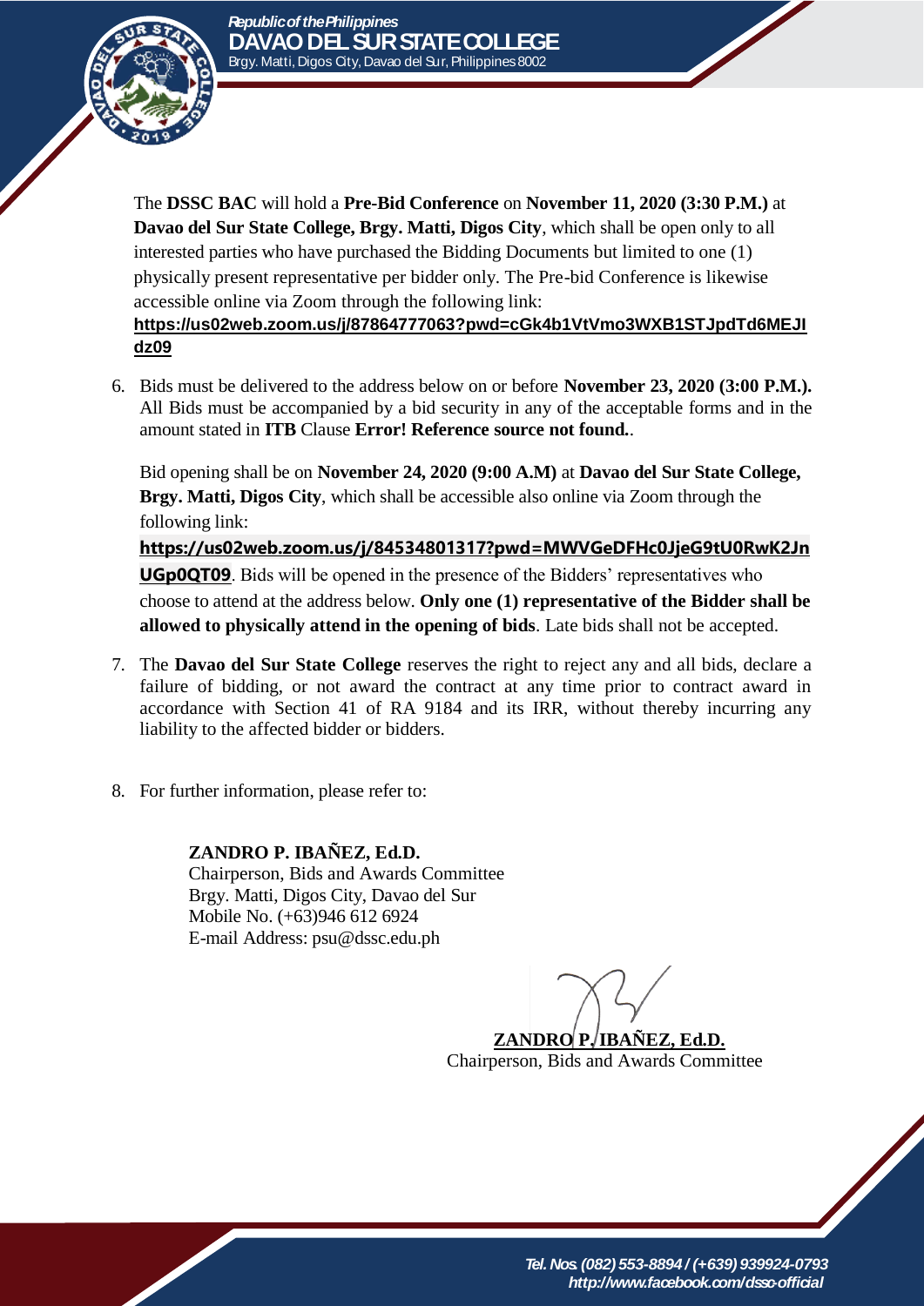The **DSSC BAC** will hold a **Pre-Bid Conference** on **November 11, 2020 (3:30 P.M.)** at **Davao del Sur State College, Brgy. Matti, Digos City**, which shall be open only to all interested parties who have purchased the Bidding Documents but limited to one (1) physically present representative per bidder only. The Pre-bid Conference is likewise accessible online via Zoom through the following link: **https://us02web.zoom.us/j/87864777063?pwd=cGk4b1VtVmo3WXB1STJpdTd6MEJIdz09**

6. Bids must be delivered to the address below on or before **November 23, 2020 (3:00 P.M.).** All Bids must be accompanied by a bid security in any of the acceptable forms and in the amount stated in **ITB** Clause **Error! Reference source not found.**.

   Bid opening shall be on **November 24, 2020 (9:00 A.M)** at **Davao del Sur State College, Brgy. Matti, Digos City**, which shall be accessible also online via Zoom through the following link: **https://us02web.zoom.us/j/84534801317?pwd=MWVGeDFHc0JjeG9tU0RwK2JnUGp0QT09**. Bids will be opened in the presence of the Bidders' representatives who choose to attend at the address below. **Only one (1) representative of the Bidder shall be allowed to physically attend in the opening of bids**. Late bids shall not be accepted.

7. The **Davao del Sur State College** reserves the right to reject any and all bids, declare a failure of bidding, or not award the contract at any time prior to contract award in accordance with Section 41 of RA 9184 and its IRR, without thereby incurring any liability to the affected bidder or bidders.

8. For further information, please refer to:

   **ZANDRO P. IBAÑEZ, Ed.D.**
   Chairperson, Bids and Awards Committee
   Brgy. Matti, Digos City, Davao del Sur
   Mobile No. (+63)946 612 6924
   E-mail Address: psu@dssc.edu.ph

**ZANDRO P. IBAÑEZ, Ed.D.**
Chairperson, Bids and Awards Committee